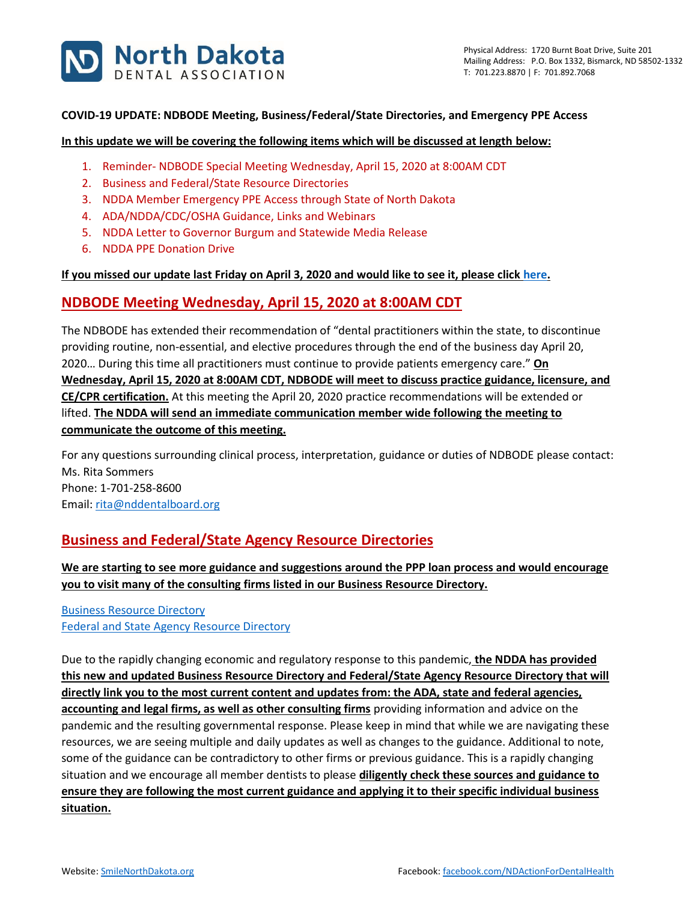# North Dakota DENTAL ASSOCIATION

Physical Address: 1720 Burnt Boat Drive, Suite 201
Mailing Address: P.O. Box 1332, Bismarck, ND 58502-1332
T: 701.223.8870 | F: 701.892.7068

**COVID-19 UPDATE: NDBODE Meeting, Business/Federal/State Directories, and Emergency PPE Access**

**In this update we will be covering the following items which will be discussed at length below:**

1. Reminder- NDBODE Special Meeting Wednesday, April 15, 2020 at 8:00AM CDT
2. Business and Federal/State Resource Directories
3. NDDA Member Emergency PPE Access through State of North Dakota
4. ADA/NDDA/CDC/OSHA Guidance, Links and Webinars
5. NDDA Letter to Governor Burgum and Statewide Media Release
6. NDDA PPE Donation Drive

**If you missed our update last Friday on April 3, 2020 and would like to see it, please click here.**

## NDBODE Meeting Wednesday, April 15, 2020 at 8:00AM CDT

The NDBODE has extended their recommendation of "dental practitioners within the state, to discontinue providing routine, non-essential, and elective procedures through the end of the business day April 20, 2020… During this time all practitioners must continue to provide patients emergency care." **On Wednesday, April 15, 2020 at 8:00AM CDT, NDBODE will meet to discuss practice guidance, licensure, and CE/CPR certification.** At this meeting the April 20, 2020 practice recommendations will be extended or lifted. **The NDDA will send an immediate communication member wide following the meeting to communicate the outcome of this meeting.**

For any questions surrounding clinical process, interpretation, guidance or duties of NDBODE please contact:
Ms. Rita Sommers
Phone: 1-701-258-8600
Email: rita@nddentalboard.org

## Business and Federal/State Agency Resource Directories

**We are starting to see more guidance and suggestions around the PPP loan process and would encourage you to visit many of the consulting firms listed in our Business Resource Directory.**

Business Resource Directory
Federal and State Agency Resource Directory

Due to the rapidly changing economic and regulatory response to this pandemic, **the NDDA has provided this new and updated Business Resource Directory and Federal/State Agency Resource Directory that will directly link you to the most current content and updates from: the ADA, state and federal agencies, accounting and legal firms, as well as other consulting firms** providing information and advice on the pandemic and the resulting governmental response. Please keep in mind that while we are navigating these resources, we are seeing multiple and daily updates as well as changes to the guidance. Additional to note, some of the guidance can be contradictory to other firms or previous guidance. This is a rapidly changing situation and we encourage all member dentists to please **diligently check these sources and guidance to ensure they are following the most current guidance and applying it to their specific individual business situation.**

Website: SmileNorthDakota.org Facebook: facebook.com/NDActionForDentalHealth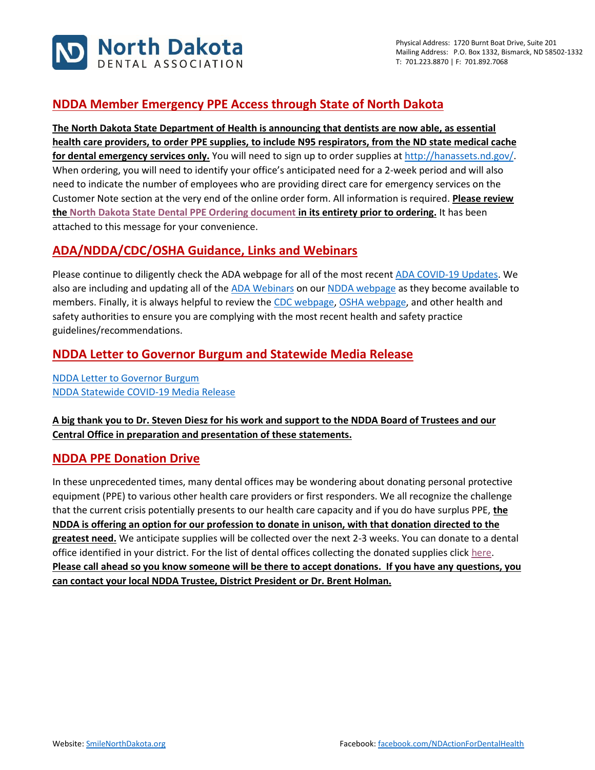**North Dakota**
DENTAL ASSOCIATION

Physical Address: 1720 Burnt Boat Drive, Suite 201
Mailing Address: P.O. Box 1332, Bismarck, ND 58502-1332
T: 701.223.8870 | F: 701.892.7068

## NDDA Member Emergency PPE Access through State of North Dakota

**The North Dakota State Department of Health is announcing that dentists are now able, as essential health care providers, to order PPE supplies, to include N95 respirators, from the ND state medical cache for dental emergency services only.** You will need to sign up to order supplies at http://hanassets.nd.gov/. When ordering, you will need to identify your office's anticipated need for a 2-week period and will also need to indicate the number of employees who are providing direct care for emergency services on the Customer Note section at the very end of the online order form. All information is required. **Please review the North Dakota State Dental PPE Ordering document in its entirety prior to ordering.** It has been attached to this message for your convenience.

## ADA/NDDA/CDC/OSHA Guidance, Links and Webinars

Please continue to diligently check the ADA webpage for all of the most recent ADA COVID-19 Updates. We also are including and updating all of the ADA Webinars on our NDDA webpage as they become available to members. Finally, it is always helpful to review the CDC webpage, OSHA webpage, and other health and safety authorities to ensure you are complying with the most recent health and safety practice guidelines/recommendations.

## NDDA Letter to Governor Burgum and Statewide Media Release

NDDA Letter to Governor Burgum
NDDA Statewide COVID-19 Media Release

**A big thank you to Dr. Steven Diesz for his work and support to the NDDA Board of Trustees and our Central Office in preparation and presentation of these statements.**

## NDDA PPE Donation Drive

In these unprecedented times, many dental offices may be wondering about donating personal protective equipment (PPE) to various other health care providers or first responders. We all recognize the challenge that the current crisis potentially presents to our health care capacity and if you do have surplus PPE, **the NDDA is offering an option for our profession to donate in unison, with that donation directed to the greatest need.** We anticipate supplies will be collected over the next 2-3 weeks. You can donate to a dental office identified in your district. For the list of dental offices collecting the donated supplies click here. **Please call ahead so you know someone will be there to accept donations. If you have any questions, you can contact your local NDDA Trustee, District President or Dr. Brent Holman.**

Website: SmileNorthDakota.org | Facebook: facebook.com/NDActionForDentalHealth